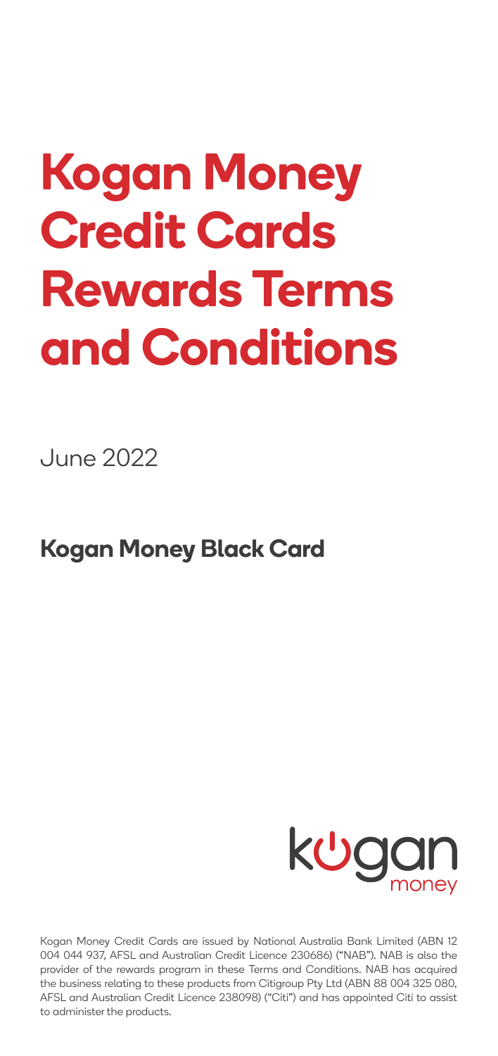# Kogan Money Credit Cards Rewards Terms and Conditions

June 2022

## Kogan Money Black Card

kogan money

Kogan Money Credit Cards are issued by National Australia Bank Limited (ABN 12 004 044 937, AFSL and Australian Credit Licence 230686) ("NAB"). NAB is also the provider of the rewards program in these Terms and Conditions. NAB has acquired the business relating to these products from Citigroup Pty Ltd (ABN 88 004 325 080, AFSL and Australian Credit Licence 238098) ("Citi") and has appointed Citi to assist to administer the products.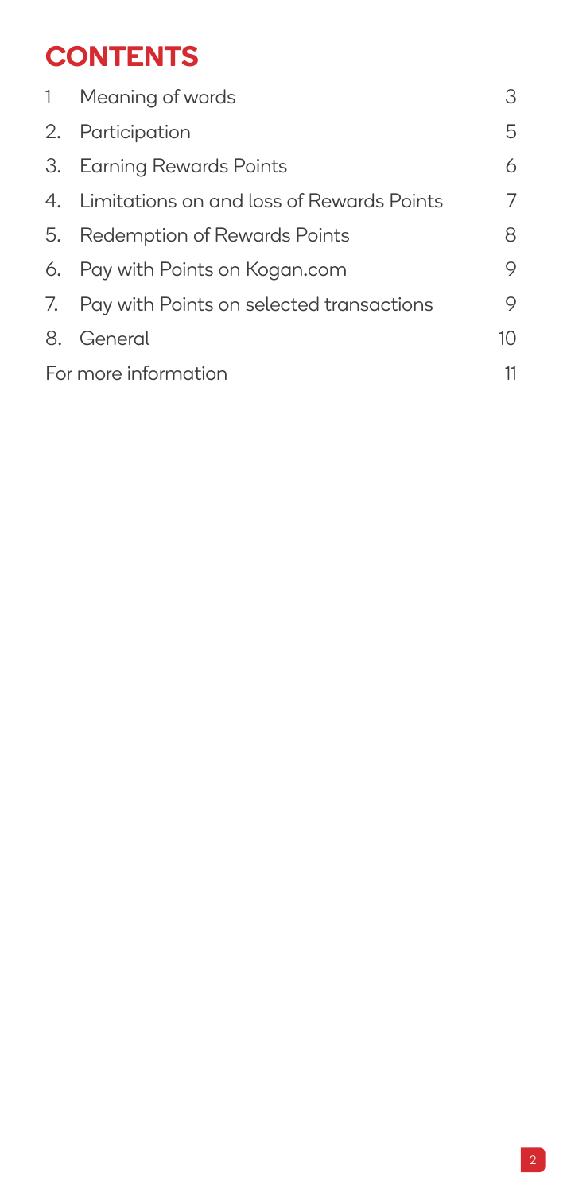# CONTENTS

| | | |
|---|---|---|
| 1 | Meaning of words | 3 |
| 2. | Participation | 5 |
| 3. | Earning Rewards Points | 6 |
| 4. | Limitations on and loss of Rewards Points | 7 |
| 5. | Redemption of Rewards Points | 8 |
| 6. | Pay with Points on Kogan.com | 9 |
| 7. | Pay with Points on selected transactions | 9 |
| 8. | General | 10 |
| For more information | | 11 |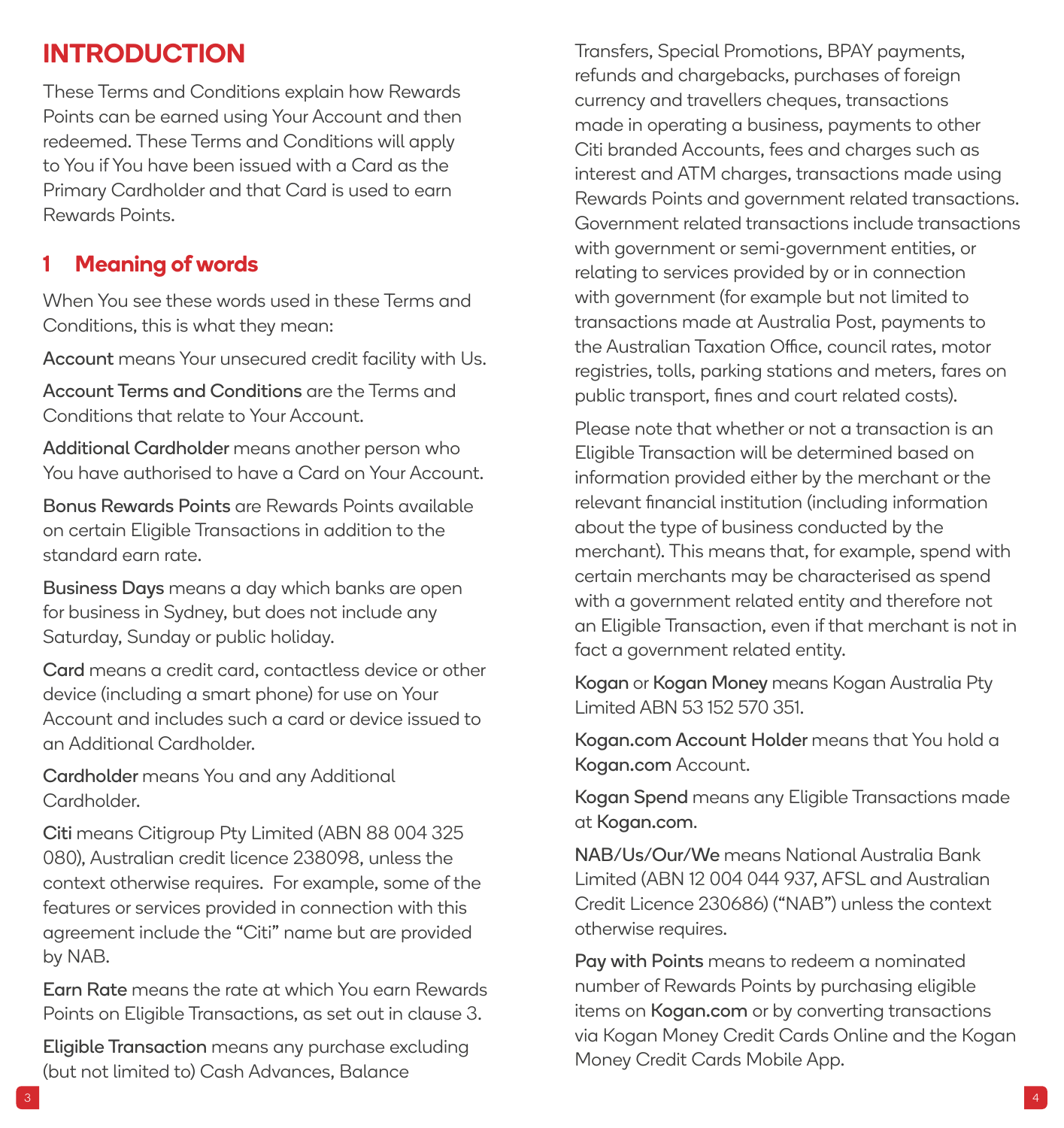# INTRODUCTION

These Terms and Conditions explain how Rewards Points can be earned using Your Account and then redeemed. These Terms and Conditions will apply to You if You have been issued with a Card as the Primary Cardholder and that Card is used to earn Rewards Points.

## 1 Meaning of words

When You see these words used in these Terms and Conditions, this is what they mean:

**Account** means Your unsecured credit facility with Us.

**Account Terms and Conditions** are the Terms and Conditions that relate to Your Account.

**Additional Cardholder** means another person who You have authorised to have a Card on Your Account.

**Bonus Rewards Points** are Rewards Points available on certain Eligible Transactions in addition to the standard earn rate.

**Business Days** means a day which banks are open for business in Sydney, but does not include any Saturday, Sunday or public holiday.

**Card** means a credit card, contactless device or other device (including a smart phone) for use on Your Account and includes such a card or device issued to an Additional Cardholder.

**Cardholder** means You and any Additional Cardholder.

**Citi** means Citigroup Pty Limited (ABN 88 004 325 080), Australian credit licence 238098, unless the context otherwise requires. For example, some of the features or services provided in connection with this agreement include the "Citi" name but are provided by NAB.

**Earn Rate** means the rate at which You earn Rewards Points on Eligible Transactions, as set out in clause 3.

**Eligible Transaction** means any purchase excluding (but not limited to) Cash Advances, Balance Transfers, Special Promotions, BPAY payments, refunds and chargebacks, purchases of foreign currency and travellers cheques, transactions made in operating a business, payments to other Citi branded Accounts, fees and charges such as interest and ATM charges, transactions made using Rewards Points and government related transactions. Government related transactions include transactions with government or semi-government entities, or relating to services provided by or in connection with government (for example but not limited to transactions made at Australia Post, payments to the Australian Taxation Office, council rates, motor registries, tolls, parking stations and meters, fares on public transport, fines and court related costs).

Please note that whether or not a transaction is an Eligible Transaction will be determined based on information provided either by the merchant or the relevant financial institution (including information about the type of business conducted by the merchant). This means that, for example, spend with certain merchants may be characterised as spend with a government related entity and therefore not an Eligible Transaction, even if that merchant is not in fact a government related entity.

**Kogan** or **Kogan Money** means Kogan Australia Pty Limited ABN 53 152 570 351.

**Kogan.com Account Holder** means that You hold a **Kogan.com** Account.

**Kogan Spend** means any Eligible Transactions made at **Kogan.com**.

**NAB/Us/Our/We** means National Australia Bank Limited (ABN 12 004 044 937, AFSL and Australian Credit Licence 230686) ("NAB") unless the context otherwise requires.

**Pay with Points** means to redeem a nominated number of Rewards Points by purchasing eligible items on **Kogan.com** or by converting transactions via Kogan Money Credit Cards Online and the Kogan Money Credit Cards Mobile App.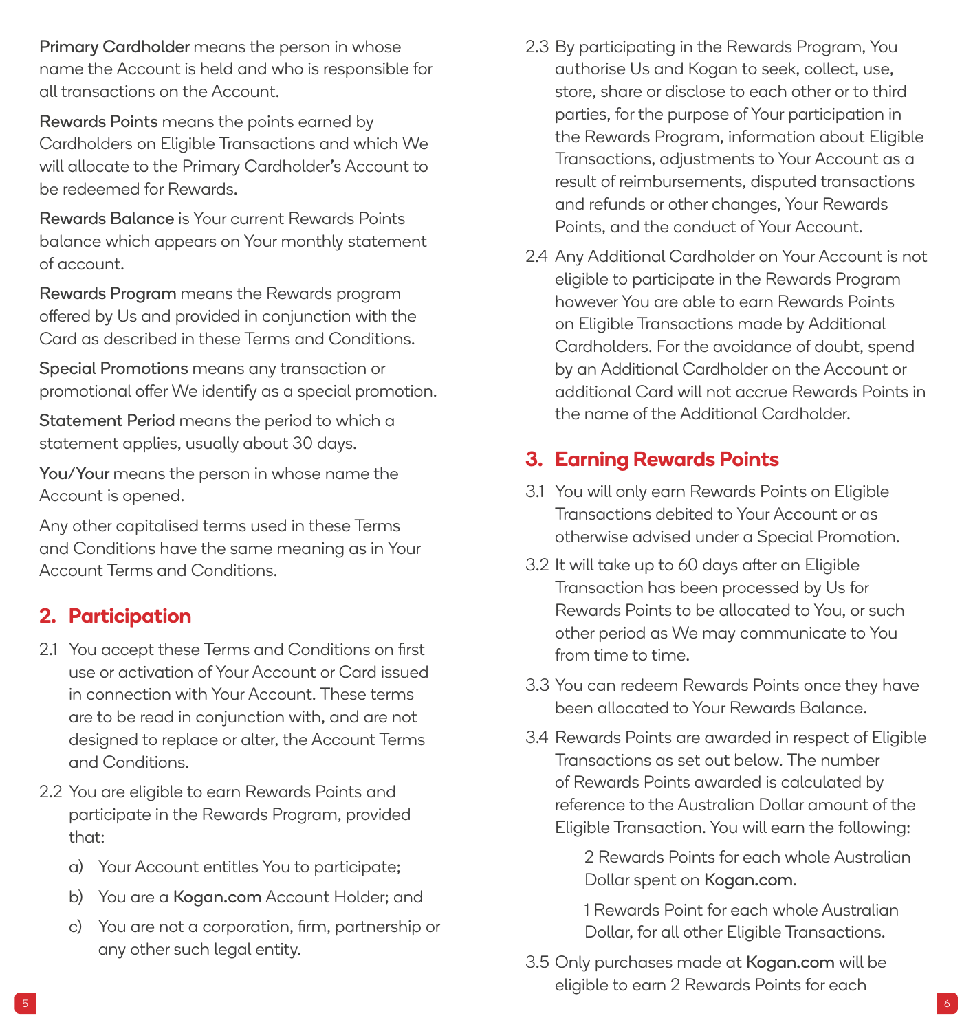**Primary Cardholder** means the person in whose name the Account is held and who is responsible for all transactions on the Account.

**Rewards Points** means the points earned by Cardholders on Eligible Transactions and which We will allocate to the Primary Cardholder's Account to be redeemed for Rewards.

**Rewards Balance** is Your current Rewards Points balance which appears on Your monthly statement of account.

**Rewards Program** means the Rewards program offered by Us and provided in conjunction with the Card as described in these Terms and Conditions.

**Special Promotions** means any transaction or promotional offer We identify as a special promotion.

**Statement Period** means the period to which a statement applies, usually about 30 days.

**You/Your** means the person in whose name the Account is opened.

Any other capitalised terms used in these Terms and Conditions have the same meaning as in Your Account Terms and Conditions.

## 2. Participation

2.1 You accept these Terms and Conditions on first use or activation of Your Account or Card issued in connection with Your Account. These terms are to be read in conjunction with, and are not designed to replace or alter, the Account Terms and Conditions.

2.2 You are eligible to earn Rewards Points and participate in the Rewards Program, provided that:

a) Your Account entitles You to participate;

b) You are a **Kogan.com** Account Holder; and

c) You are not a corporation, firm, partnership or any other such legal entity.

2.3 By participating in the Rewards Program, You authorise Us and Kogan to seek, collect, use, store, share or disclose to each other or to third parties, for the purpose of Your participation in the Rewards Program, information about Eligible Transactions, adjustments to Your Account as a result of reimbursements, disputed transactions and refunds or other changes, Your Rewards Points, and the conduct of Your Account.

2.4 Any Additional Cardholder on Your Account is not eligible to participate in the Rewards Program however You are able to earn Rewards Points on Eligible Transactions made by Additional Cardholders. For the avoidance of doubt, spend by an Additional Cardholder on the Account or additional Card will not accrue Rewards Points in the name of the Additional Cardholder.

## 3. Earning Rewards Points

3.1 You will only earn Rewards Points on Eligible Transactions debited to Your Account or as otherwise advised under a Special Promotion.

3.2 It will take up to 60 days after an Eligible Transaction has been processed by Us for Rewards Points to be allocated to You, or such other period as We may communicate to You from time to time.

3.3 You can redeem Rewards Points once they have been allocated to Your Rewards Balance.

3.4 Rewards Points are awarded in respect of Eligible Transactions as set out below. The number of Rewards Points awarded is calculated by reference to the Australian Dollar amount of the Eligible Transaction. You will earn the following:

2 Rewards Points for each whole Australian Dollar spent on **Kogan.com**.

1 Rewards Point for each whole Australian Dollar, for all other Eligible Transactions.

3.5 Only purchases made at **Kogan.com** will be eligible to earn 2 Rewards Points for each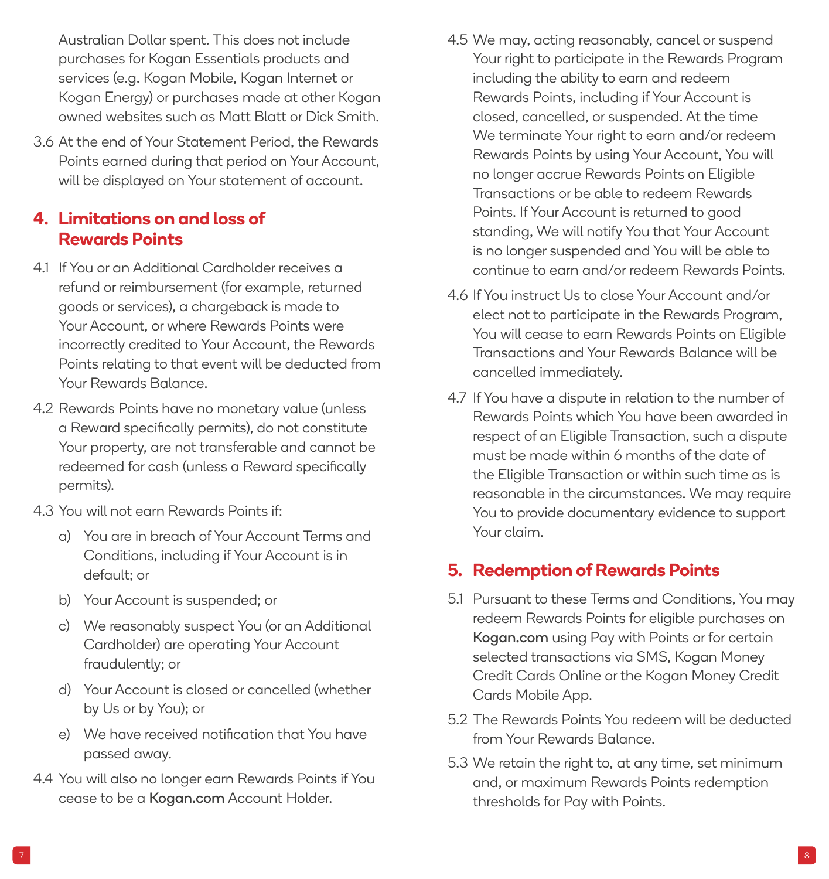Australian Dollar spent. This does not include purchases for Kogan Essentials products and services (e.g. Kogan Mobile, Kogan Internet or Kogan Energy) or purchases made at other Kogan owned websites such as Matt Blatt or Dick Smith.

3.6 At the end of Your Statement Period, the Rewards Points earned during that period on Your Account, will be displayed on Your statement of account.

## 4. Limitations on and loss of Rewards Points

4.1 If You or an Additional Cardholder receives a refund or reimbursement (for example, returned goods or services), a chargeback is made to Your Account, or where Rewards Points were incorrectly credited to Your Account, the Rewards Points relating to that event will be deducted from Your Rewards Balance.

4.2 Rewards Points have no monetary value (unless a Reward specifically permits), do not constitute Your property, are not transferable and cannot be redeemed for cash (unless a Reward specifically permits).

4.3 You will not earn Rewards Points if:

a) You are in breach of Your Account Terms and Conditions, including if Your Account is in default; or

b) Your Account is suspended; or

c) We reasonably suspect You (or an Additional Cardholder) are operating Your Account fraudulently; or

d) Your Account is closed or cancelled (whether by Us or by You); or

e) We have received notification that You have passed away.

4.4 You will also no longer earn Rewards Points if You cease to be a **Kogan.com** Account Holder.

4.5 We may, acting reasonably, cancel or suspend Your right to participate in the Rewards Program including the ability to earn and redeem Rewards Points, including if Your Account is closed, cancelled, or suspended. At the time We terminate Your right to earn and/or redeem Rewards Points by using Your Account, You will no longer accrue Rewards Points on Eligible Transactions or be able to redeem Rewards Points. If Your Account is returned to good standing, We will notify You that Your Account is no longer suspended and You will be able to continue to earn and/or redeem Rewards Points.

4.6 If You instruct Us to close Your Account and/or elect not to participate in the Rewards Program, You will cease to earn Rewards Points on Eligible Transactions and Your Rewards Balance will be cancelled immediately.

4.7 If You have a dispute in relation to the number of Rewards Points which You have been awarded in respect of an Eligible Transaction, such a dispute must be made within 6 months of the date of the Eligible Transaction or within such time as is reasonable in the circumstances. We may require You to provide documentary evidence to support Your claim.

## 5. Redemption of Rewards Points

5.1 Pursuant to these Terms and Conditions, You may redeem Rewards Points for eligible purchases on **Kogan.com** using Pay with Points or for certain selected transactions via SMS, Kogan Money Credit Cards Online or the Kogan Money Credit Cards Mobile App.

5.2 The Rewards Points You redeem will be deducted from Your Rewards Balance.

5.3 We retain the right to, at any time, set minimum and, or maximum Rewards Points redemption thresholds for Pay with Points.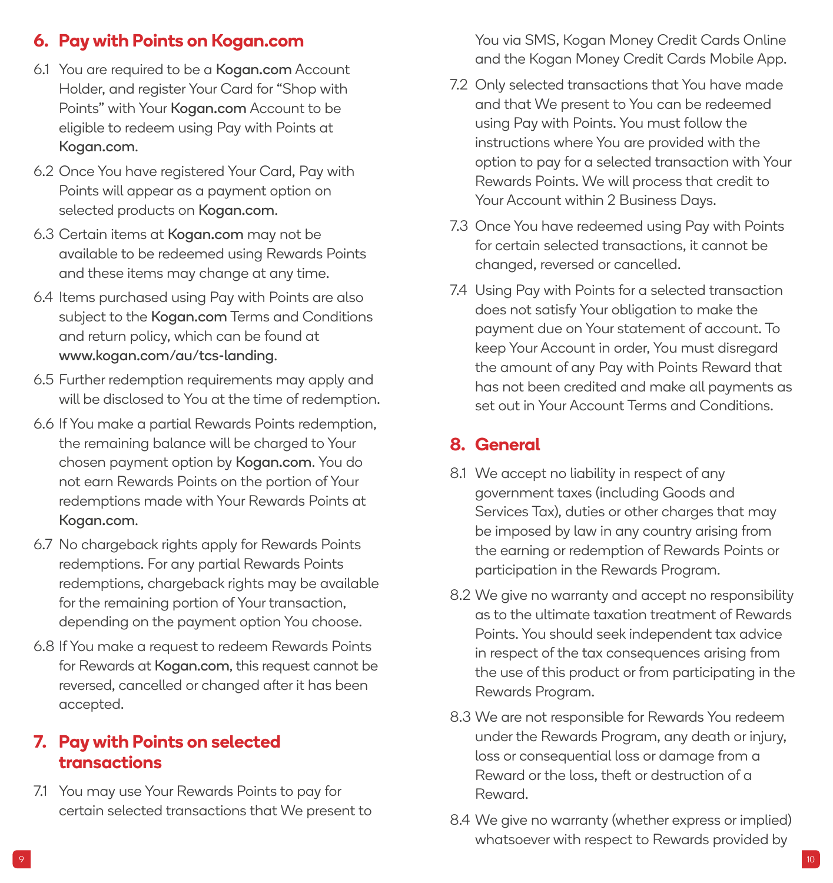## 6. Pay with Points on Kogan.com

6.1 You are required to be a **Kogan.com** Account Holder, and register Your Card for "Shop with Points" with Your **Kogan.com** Account to be eligible to redeem using Pay with Points at **Kogan.com**.

6.2 Once You have registered Your Card, Pay with Points will appear as a payment option on selected products on **Kogan.com**.

6.3 Certain items at **Kogan.com** may not be available to be redeemed using Rewards Points and these items may change at any time.

6.4 Items purchased using Pay with Points are also subject to the **Kogan.com** Terms and Conditions and return policy, which can be found at **www.kogan.com/au/tcs-landing**.

6.5 Further redemption requirements may apply and will be disclosed to You at the time of redemption.

6.6 If You make a partial Rewards Points redemption, the remaining balance will be charged to Your chosen payment option by **Kogan.com**. You do not earn Rewards Points on the portion of Your redemptions made with Your Rewards Points at **Kogan.com**.

6.7 No chargeback rights apply for Rewards Points redemptions. For any partial Rewards Points redemptions, chargeback rights may be available for the remaining portion of Your transaction, depending on the payment option You choose.

6.8 If You make a request to redeem Rewards Points for Rewards at **Kogan.com**, this request cannot be reversed, cancelled or changed after it has been accepted.

## 7. Pay with Points on selected transactions

7.1 You may use Your Rewards Points to pay for certain selected transactions that We present to You via SMS, Kogan Money Credit Cards Online and the Kogan Money Credit Cards Mobile App.

7.2 Only selected transactions that You have made and that We present to You can be redeemed using Pay with Points. You must follow the instructions where You are provided with the option to pay for a selected transaction with Your Rewards Points. We will process that credit to Your Account within 2 Business Days.

7.3 Once You have redeemed using Pay with Points for certain selected transactions, it cannot be changed, reversed or cancelled.

7.4 Using Pay with Points for a selected transaction does not satisfy Your obligation to make the payment due on Your statement of account. To keep Your Account in order, You must disregard the amount of any Pay with Points Reward that has not been credited and make all payments as set out in Your Account Terms and Conditions.

## 8. General

8.1 We accept no liability in respect of any government taxes (including Goods and Services Tax), duties or other charges that may be imposed by law in any country arising from the earning or redemption of Rewards Points or participation in the Rewards Program.

8.2 We give no warranty and accept no responsibility as to the ultimate taxation treatment of Rewards Points. You should seek independent tax advice in respect of the tax consequences arising from the use of this product or from participating in the Rewards Program.

8.3 We are not responsible for Rewards You redeem under the Rewards Program, any death or injury, loss or consequential loss or damage from a Reward or the loss, theft or destruction of a Reward.

8.4 We give no warranty (whether express or implied) whatsoever with respect to Rewards provided by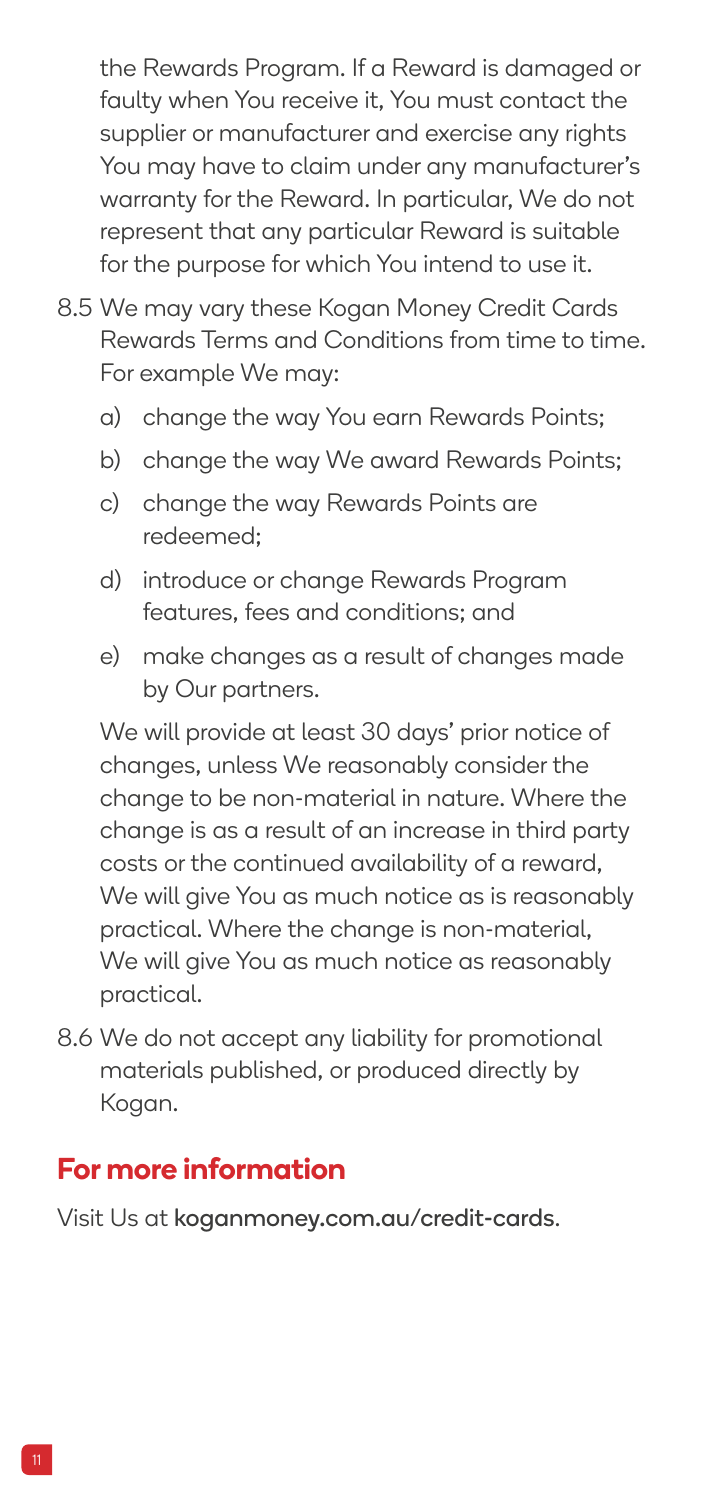the Rewards Program. If a Reward is damaged or faulty when You receive it, You must contact the supplier or manufacturer and exercise any rights You may have to claim under any manufacturer's warranty for the Reward. In particular, We do not represent that any particular Reward is suitable for the purpose for which You intend to use it.

8.5 We may vary these Kogan Money Credit Cards Rewards Terms and Conditions from time to time. For example We may:

a) change the way You earn Rewards Points;

b) change the way We award Rewards Points;

c) change the way Rewards Points are redeemed;

d) introduce or change Rewards Program features, fees and conditions; and

e) make changes as a result of changes made by Our partners.

We will provide at least 30 days' prior notice of changes, unless We reasonably consider the change to be non-material in nature. Where the change is as a result of an increase in third party costs or the continued availability of a reward, We will give You as much notice as is reasonably practical. Where the change is non-material, We will give You as much notice as reasonably practical.

8.6 We do not accept any liability for promotional materials published, or produced directly by Kogan.

## For more information

Visit Us at **koganmoney.com.au/credit-cards**.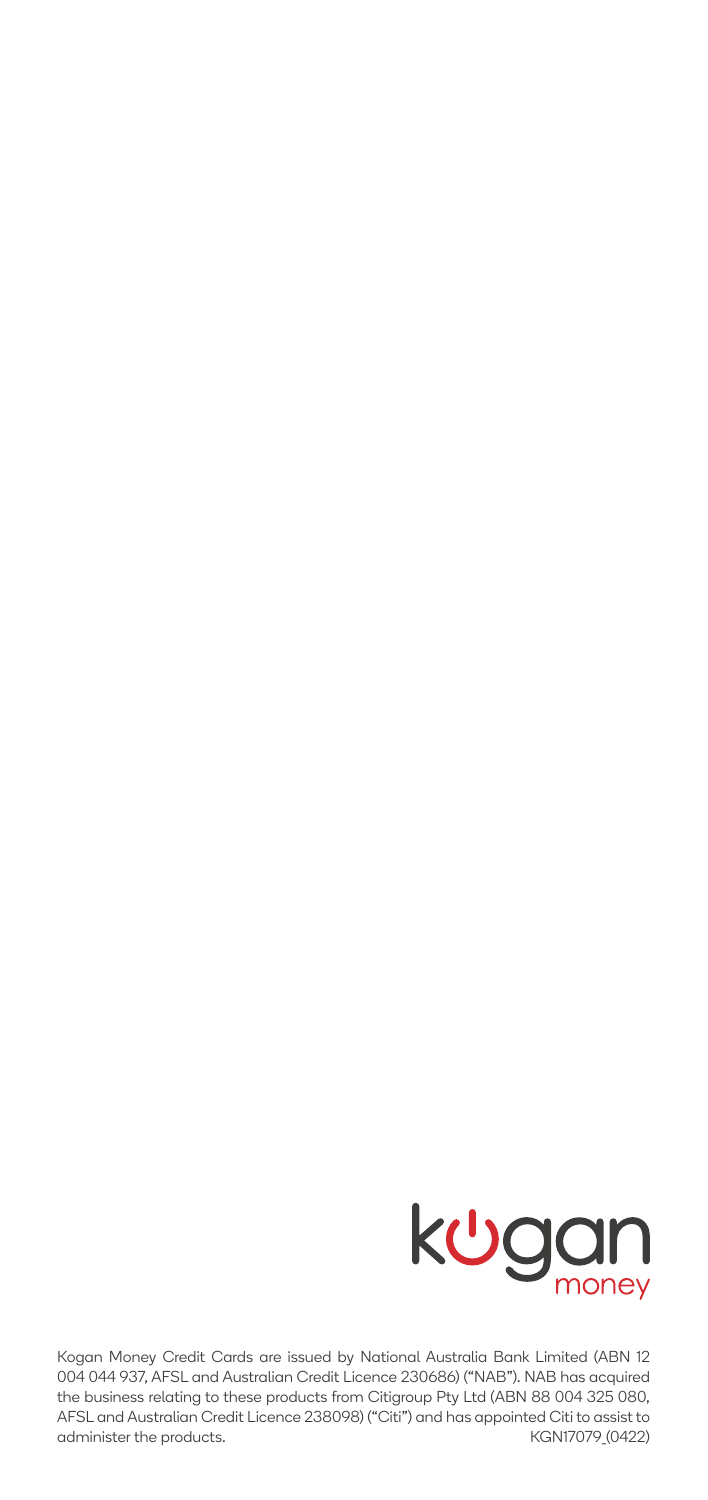kogan money

Kogan Money Credit Cards are issued by National Australia Bank Limited (ABN 12 004 044 937, AFSL and Australian Credit Licence 230686) ("NAB"). NAB has acquired the business relating to these products from Citigroup Pty Ltd (ABN 88 004 325 080, AFSL and Australian Credit Licence 238098) ("Citi") and has appointed Citi to assist to administer the products. KGN17079_(0422)